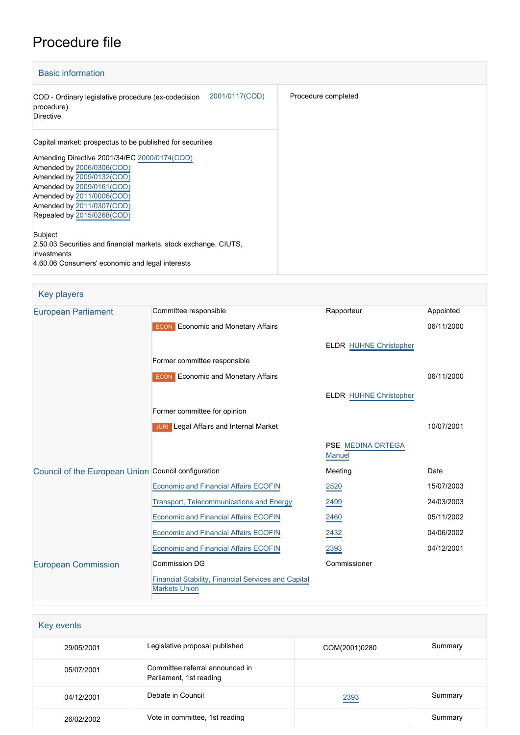# Procedure file

## Basic information

| | |
|---|---|
| COD - Ordinary legislative procedure (ex-codecision procedure) Directive 2001/0117(COD) | Procedure completed |
| Capital market: prospectus to be published for securities<br>Amending Directive 2001/34/EC 2000/0174(COD)<br>Amended by 2006/0306(COD)<br>Amended by 2009/0132(COD)<br>Amended by 2009/0161(COD)<br>Amended by 2011/0006(COD)<br>Amended by 2011/0307(COD)<br>Repealed by 2015/0268(COD)<br><br>Subject<br>2.50.03 Securities and financial markets, stock exchange, CIUTS, investments<br>4.60.06 Consumers' economic and legal interests | |

## Key players

| | | | |
|---|---|---|---|
| European Parliament | Committee responsible | Rapporteur | Appointed |
| | ECON Economic and Monetary Affairs | | 06/11/2000 |
| | | ELDR HUHNE Christopher | |
| | Former committee responsible | | |
| | ECON Economic and Monetary Affairs | | 06/11/2000 |
| | | ELDR HUHNE Christopher | |
| | Former committee for opinion | | |
| | JURI Legal Affairs and Internal Market | | 10/07/2001 |
| | | PSE MEDINA ORTEGA Manuel | |
| Council of the European Union | Council configuration | Meeting | Date |
| | Economic and Financial Affairs ECOFIN | 2520 | 15/07/2003 |
| | Transport, Telecommunications and Energy | 2499 | 24/03/2003 |
| | Economic and Financial Affairs ECOFIN | 2460 | 05/11/2002 |
| | Economic and Financial Affairs ECOFIN | 2432 | 04/06/2002 |
| | Economic and Financial Affairs ECOFIN | 2393 | 04/12/2001 |
| European Commission | Commission DG | Commissioner | |
| | Financial Stability, Financial Services and Capital Markets Union | | |

## Key events

| | | | |
|---|---|---|---|
| 29/05/2001 | Legislative proposal published | COM(2001)0280 | Summary |
| 05/07/2001 | Committee referral announced in Parliament, 1st reading | | |
| 04/12/2001 | Debate in Council | 2393 | Summary |
| 26/02/2002 | Vote in committee, 1st reading | | Summary |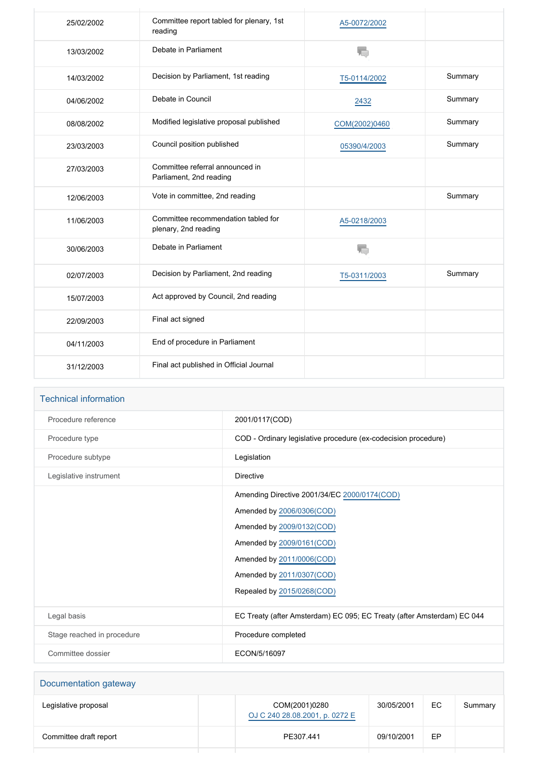| | | | |
|---|---|---|---|
| 25/02/2002 | Committee report tabled for plenary, 1st reading | A5-0072/2002 | |
| 13/03/2002 | Debate in Parliament | | |
| 14/03/2002 | Decision by Parliament, 1st reading | T5-0114/2002 | Summary |
| 04/06/2002 | Debate in Council | 2432 | Summary |
| 08/08/2002 | Modified legislative proposal published | COM(2002)0460 | Summary |
| 23/03/2003 | Council position published | 05390/4/2003 | Summary |
| 27/03/2003 | Committee referral announced in Parliament, 2nd reading | | |
| 12/06/2003 | Vote in committee, 2nd reading | | Summary |
| 11/06/2003 | Committee recommendation tabled for plenary, 2nd reading | A5-0218/2003 | |
| 30/06/2003 | Debate in Parliament | | |
| 02/07/2003 | Decision by Parliament, 2nd reading | T5-0311/2003 | Summary |
| 15/07/2003 | Act approved by Council, 2nd reading | | |
| 22/09/2003 | Final act signed | | |
| 04/11/2003 | End of procedure in Parliament | | |
| 31/12/2003 | Final act published in Official Journal | | |

## Technical information

| | |
|---|---|
| Procedure reference | 2001/0117(COD) |
| Procedure type | COD - Ordinary legislative procedure (ex-codecision procedure) |
| Procedure subtype | Legislation |
| Legislative instrument | Directive |
| | Amending Directive 2001/34/EC 2000/0174(COD)<br>Amended by 2006/0306(COD)<br>Amended by 2009/0132(COD)<br>Amended by 2009/0161(COD)<br>Amended by 2011/0006(COD)<br>Amended by 2011/0307(COD)<br>Repealed by 2015/0268(COD) |
| Legal basis | EC Treaty (after Amsterdam) EC 095; EC Treaty (after Amsterdam) EC 044 |
| Stage reached in procedure | Procedure completed |
| Committee dossier | ECON/5/16097 |

## Documentation gateway

| | | | | | |
|---|---|---|---|---|---|
| Legislative proposal | | COM(2001)0280<br>OJ C 240 28.08.2001, p. 0272 E | 30/05/2001 | EC | Summary |
| Committee draft report | | PE307.441 | 09/10/2001 | EP | |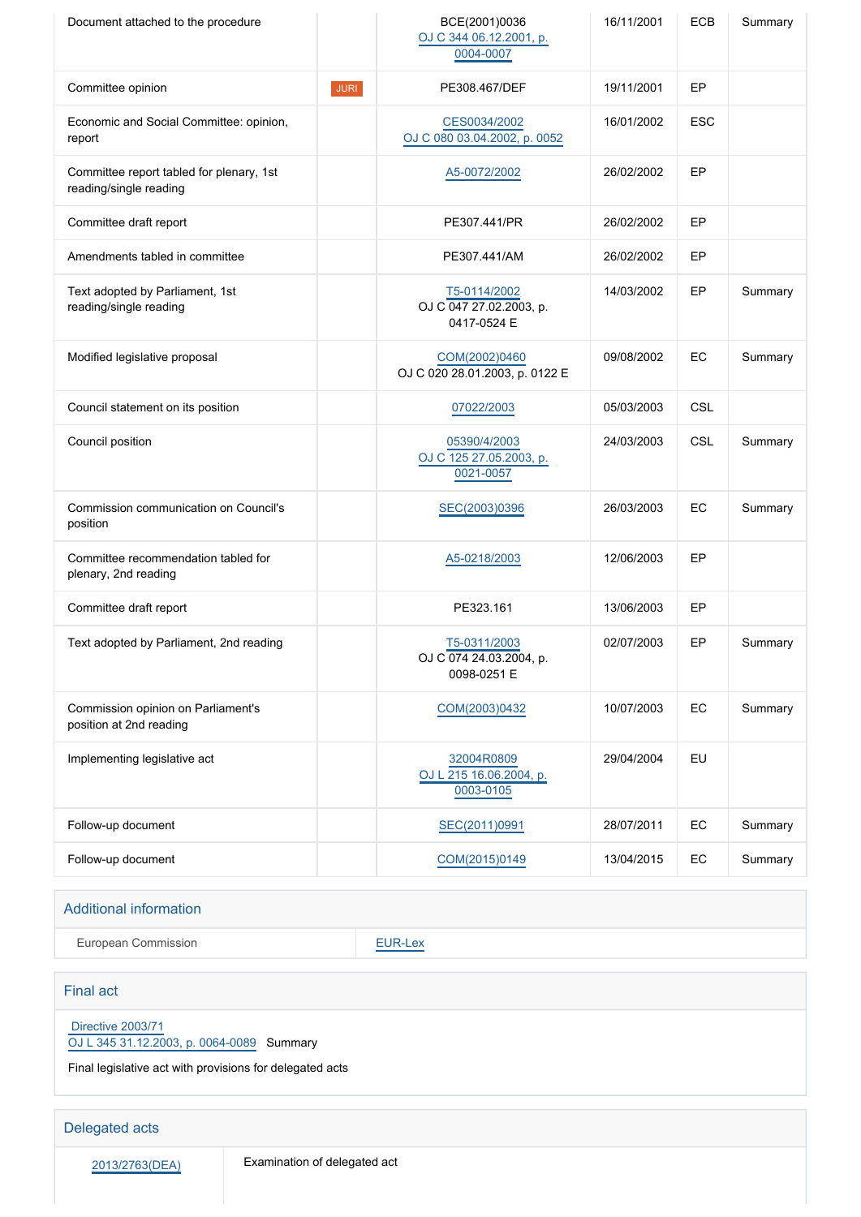| | | | | | |
|---|---|---|---|---|---|
| Document attached to the procedure | | BCE(2001)0036<br>OJ C 344 06.12.2001, p. 0004-0007 | 16/11/2001 | ECB | Summary |
| Committee opinion | JURI | PE308.467/DEF | 19/11/2001 | EP | |
| Economic and Social Committee: opinion, report | | CES0034/2002<br>OJ C 080 03.04.2002, p. 0052 | 16/01/2002 | ESC | |
| Committee report tabled for plenary, 1st reading/single reading | | A5-0072/2002 | 26/02/2002 | EP | |
| Committee draft report | | PE307.441/PR | 26/02/2002 | EP | |
| Amendments tabled in committee | | PE307.441/AM | 26/02/2002 | EP | |
| Text adopted by Parliament, 1st reading/single reading | | T5-0114/2002<br>OJ C 047 27.02.2003, p. 0417-0524 E | 14/03/2002 | EP | Summary |
| Modified legislative proposal | | COM(2002)0460<br>OJ C 020 28.01.2003, p. 0122 E | 09/08/2002 | EC | Summary |
| Council statement on its position | | 07022/2003 | 05/03/2003 | CSL | |
| Council position | | 05390/4/2003<br>OJ C 125 27.05.2003, p. 0021-0057 | 24/03/2003 | CSL | Summary |
| Commission communication on Council's position | | SEC(2003)0396 | 26/03/2003 | EC | Summary |
| Committee recommendation tabled for plenary, 2nd reading | | A5-0218/2003 | 12/06/2003 | EP | |
| Committee draft report | | PE323.161 | 13/06/2003 | EP | |
| Text adopted by Parliament, 2nd reading | | T5-0311/2003<br>OJ C 074 24.03.2004, p. 0098-0251 E | 02/07/2003 | EP | Summary |
| Commission opinion on Parliament's position at 2nd reading | | COM(2003)0432 | 10/07/2003 | EC | Summary |
| Implementing legislative act | | 32004R0809<br>OJ L 215 16.06.2004, p. 0003-0105 | 29/04/2004 | EU | |
| Follow-up document | | SEC(2011)0991 | 28/07/2011 | EC | Summary |
| Follow-up document | | COM(2015)0149 | 13/04/2015 | EC | Summary |

## Additional information

| | |
|---|---|
| European Commission | EUR-Lex |

## Final act

Directive 2003/71
OJ L 345 31.12.2003, p. 0064-0089 Summary

Final legislative act with provisions for delegated acts

## Delegated acts

| | |
|---|---|
| 2013/2763(DEA) | Examination of delegated act |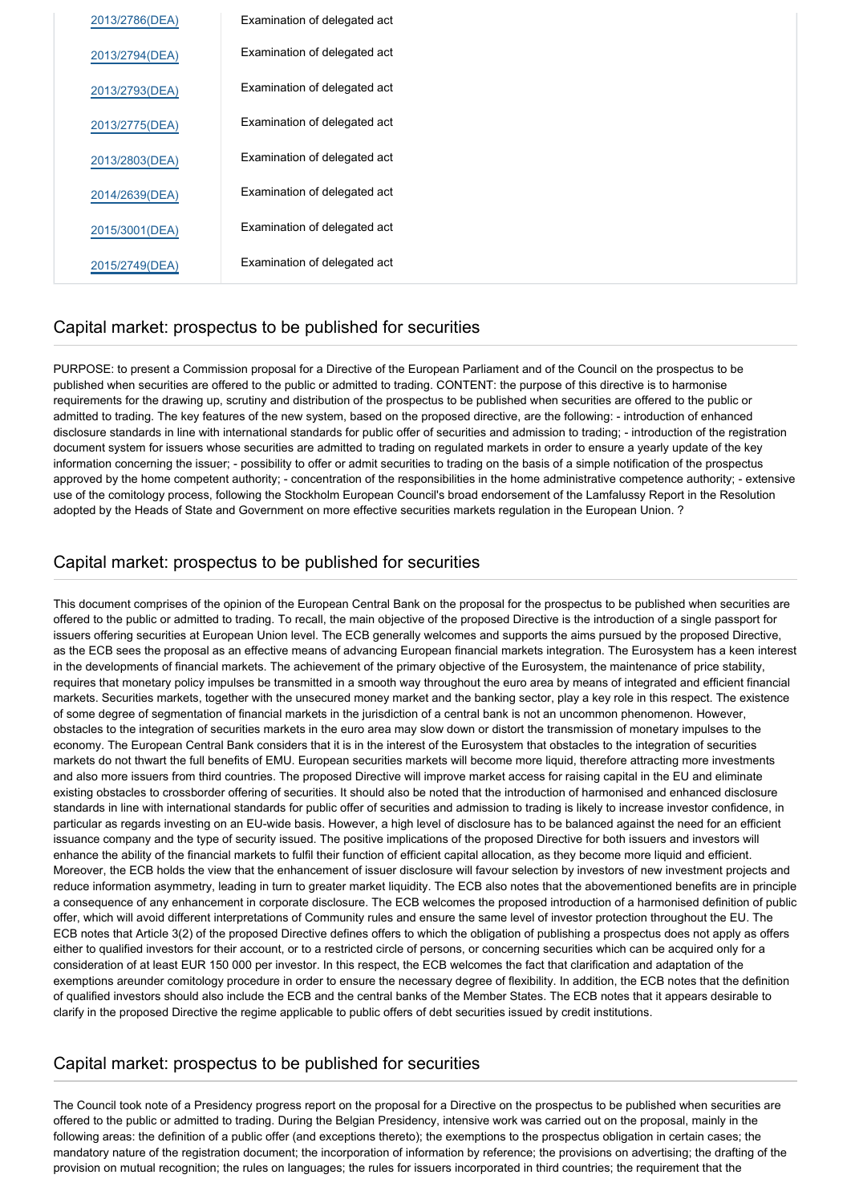| | |
|---|---|
| 2013/2786(DEA) | Examination of delegated act |
| 2013/2794(DEA) | Examination of delegated act |
| 2013/2793(DEA) | Examination of delegated act |
| 2013/2775(DEA) | Examination of delegated act |
| 2013/2803(DEA) | Examination of delegated act |
| 2014/2639(DEA) | Examination of delegated act |
| 2015/3001(DEA) | Examination of delegated act |
| 2015/2749(DEA) | Examination of delegated act |

## Capital market: prospectus to be published for securities

PURPOSE: to present a Commission proposal for a Directive of the European Parliament and of the Council on the prospectus to be published when securities are offered to the public or admitted to trading. CONTENT: the purpose of this directive is to harmonise requirements for the drawing up, scrutiny and distribution of the prospectus to be published when securities are offered to the public or admitted to trading. The key features of the new system, based on the proposed directive, are the following: - introduction of enhanced disclosure standards in line with international standards for public offer of securities and admission to trading; - introduction of the registration document system for issuers whose securities are admitted to trading on regulated markets in order to ensure a yearly update of the key information concerning the issuer; - possibility to offer or admit securities to trading on the basis of a simple notification of the prospectus approved by the home competent authority; - concentration of the responsibilities in the home administrative competence authority; - extensive use of the comitology process, following the Stockholm European Council's broad endorsement of the Lamfalussy Report in the Resolution adopted by the Heads of State and Government on more effective securities markets regulation in the European Union. ?

## Capital market: prospectus to be published for securities

This document comprises of the opinion of the European Central Bank on the proposal for the prospectus to be published when securities are offered to the public or admitted to trading. To recall, the main objective of the proposed Directive is the introduction of a single passport for issuers offering securities at European Union level. The ECB generally welcomes and supports the aims pursued by the proposed Directive, as the ECB sees the proposal as an effective means of advancing European financial markets integration. The Eurosystem has a keen interest in the developments of financial markets. The achievement of the primary objective of the Eurosystem, the maintenance of price stability, requires that monetary policy impulses be transmitted in a smooth way throughout the euro area by means of integrated and efficient financial markets. Securities markets, together with the unsecured money market and the banking sector, play a key role in this respect. The existence of some degree of segmentation of financial markets in the jurisdiction of a central bank is not an uncommon phenomenon. However, obstacles to the integration of securities markets in the euro area may slow down or distort the transmission of monetary impulses to the economy. The European Central Bank considers that it is in the interest of the Eurosystem that obstacles to the integration of securities markets do not thwart the full benefits of EMU. European securities markets will become more liquid, therefore attracting more investments and also more issuers from third countries. The proposed Directive will improve market access for raising capital in the EU and eliminate existing obstacles to crossborder offering of securities. It should also be noted that the introduction of harmonised and enhanced disclosure standards in line with international standards for public offer of securities and admission to trading is likely to increase investor confidence, in particular as regards investing on an EU-wide basis. However, a high level of disclosure has to be balanced against the need for an efficient issuance company and the type of security issued. The positive implications of the proposed Directive for both issuers and investors will enhance the ability of the financial markets to fulfil their function of efficient capital allocation, as they become more liquid and efficient. Moreover, the ECB holds the view that the enhancement of issuer disclosure will favour selection by investors of new investment projects and reduce information asymmetry, leading in turn to greater market liquidity. The ECB also notes that the abovementioned benefits are in principle a consequence of any enhancement in corporate disclosure. The ECB welcomes the proposed introduction of a harmonised definition of public offer, which will avoid different interpretations of Community rules and ensure the same level of investor protection throughout the EU. The ECB notes that Article 3(2) of the proposed Directive defines offers to which the obligation of publishing a prospectus does not apply as offers either to qualified investors for their account, or to a restricted circle of persons, or concerning securities which can be acquired only for a consideration of at least EUR 150 000 per investor. In this respect, the ECB welcomes the fact that clarification and adaptation of the exemptions areunder comitology procedure in order to ensure the necessary degree of flexibility. In addition, the ECB notes that the definition of qualified investors should also include the ECB and the central banks of the Member States. The ECB notes that it appears desirable to clarify in the proposed Directive the regime applicable to public offers of debt securities issued by credit institutions.

## Capital market: prospectus to be published for securities

The Council took note of a Presidency progress report on the proposal for a Directive on the prospectus to be published when securities are offered to the public or admitted to trading. During the Belgian Presidency, intensive work was carried out on the proposal, mainly in the following areas: the definition of a public offer (and exceptions thereto); the exemptions to the prospectus obligation in certain cases; the mandatory nature of the registration document; the incorporation of information by reference; the provisions on advertising; the drafting of the provision on mutual recognition; the rules on languages; the rules for issuers incorporated in third countries; the requirement that the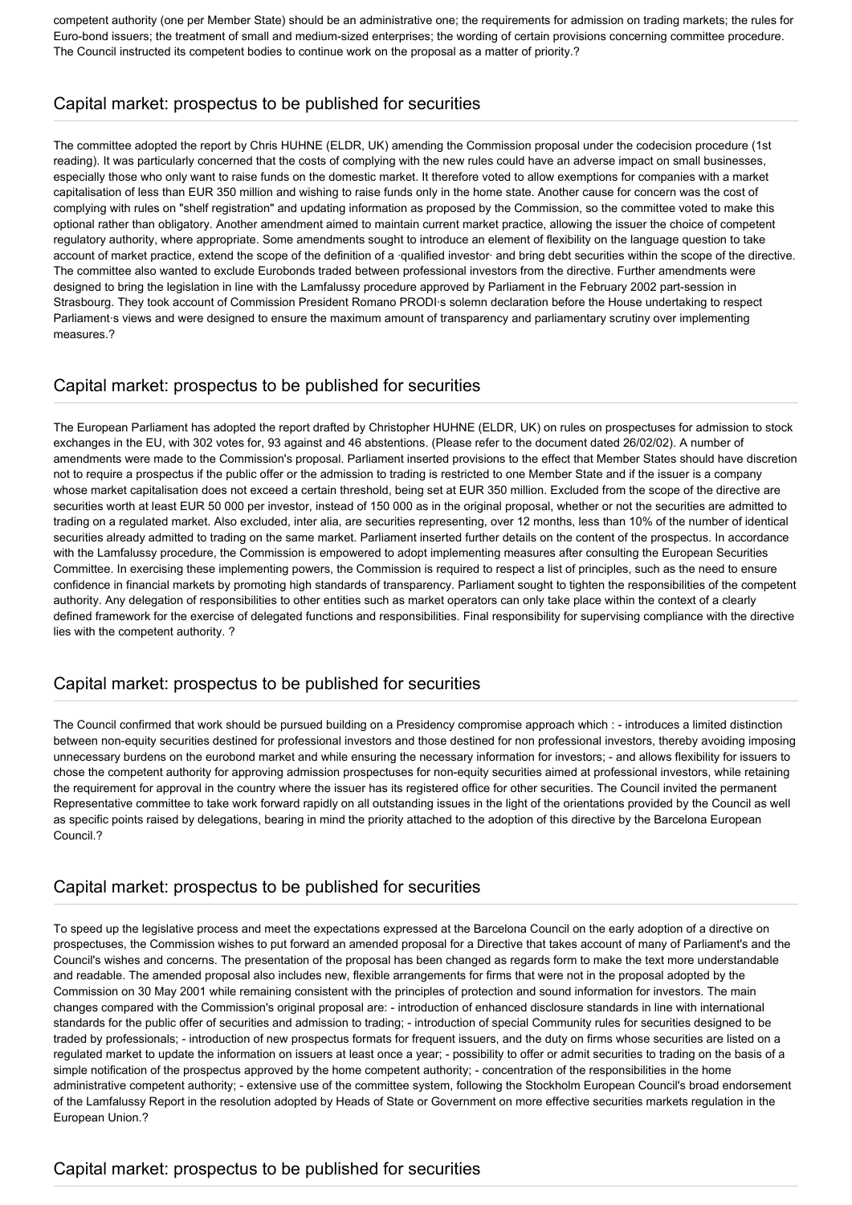competent authority (one per Member State) should be an administrative one; the requirements for admission on trading markets; the rules for Euro-bond issuers; the treatment of small and medium-sized enterprises; the wording of certain provisions concerning committee procedure. The Council instructed its competent bodies to continue work on the proposal as a matter of priority.?

## Capital market: prospectus to be published for securities

The committee adopted the report by Chris HUHNE (ELDR, UK) amending the Commission proposal under the codecision procedure (1st reading). It was particularly concerned that the costs of complying with the new rules could have an adverse impact on small businesses, especially those who only want to raise funds on the domestic market. It therefore voted to allow exemptions for companies with a market capitalisation of less than EUR 350 million and wishing to raise funds only in the home state. Another cause for concern was the cost of complying with rules on "shelf registration" and updating information as proposed by the Commission, so the committee voted to make this optional rather than obligatory. Another amendment aimed to maintain current market practice, allowing the issuer the choice of competent regulatory authority, where appropriate. Some amendments sought to introduce an element of flexibility on the language question to take account of market practice, extend the scope of the definition of a ·qualified investor· and bring debt securities within the scope of the directive. The committee also wanted to exclude Eurobonds traded between professional investors from the directive. Further amendments were designed to bring the legislation in line with the Lamfalussy procedure approved by Parliament in the February 2002 part-session in Strasbourg. They took account of Commission President Romano PRODI·s solemn declaration before the House undertaking to respect Parliament·s views and were designed to ensure the maximum amount of transparency and parliamentary scrutiny over implementing measures.?

## Capital market: prospectus to be published for securities

The European Parliament has adopted the report drafted by Christopher HUHNE (ELDR, UK) on rules on prospectuses for admission to stock exchanges in the EU, with 302 votes for, 93 against and 46 abstentions. (Please refer to the document dated 26/02/02). A number of amendments were made to the Commission's proposal. Parliament inserted provisions to the effect that Member States should have discretion not to require a prospectus if the public offer or the admission to trading is restricted to one Member State and if the issuer is a company whose market capitalisation does not exceed a certain threshold, being set at EUR 350 million. Excluded from the scope of the directive are securities worth at least EUR 50 000 per investor, instead of 150 000 as in the original proposal, whether or not the securities are admitted to trading on a regulated market. Also excluded, inter alia, are securities representing, over 12 months, less than 10% of the number of identical securities already admitted to trading on the same market. Parliament inserted further details on the content of the prospectus. In accordance with the Lamfalussy procedure, the Commission is empowered to adopt implementing measures after consulting the European Securities Committee. In exercising these implementing powers, the Commission is required to respect a list of principles, such as the need to ensure confidence in financial markets by promoting high standards of transparency. Parliament sought to tighten the responsibilities of the competent authority. Any delegation of responsibilities to other entities such as market operators can only take place within the context of a clearly defined framework for the exercise of delegated functions and responsibilities. Final responsibility for supervising compliance with the directive lies with the competent authority. ?

## Capital market: prospectus to be published for securities

The Council confirmed that work should be pursued building on a Presidency compromise approach which : - introduces a limited distinction between non-equity securities destined for professional investors and those destined for non professional investors, thereby avoiding imposing unnecessary burdens on the eurobond market and while ensuring the necessary information for investors; - and allows flexibility for issuers to chose the competent authority for approving admission prospectuses for non-equity securities aimed at professional investors, while retaining the requirement for approval in the country where the issuer has its registered office for other securities. The Council invited the permanent Representative committee to take work forward rapidly on all outstanding issues in the light of the orientations provided by the Council as well as specific points raised by delegations, bearing in mind the priority attached to the adoption of this directive by the Barcelona European Council.?

## Capital market: prospectus to be published for securities

To speed up the legislative process and meet the expectations expressed at the Barcelona Council on the early adoption of a directive on prospectuses, the Commission wishes to put forward an amended proposal for a Directive that takes account of many of Parliament's and the Council's wishes and concerns. The presentation of the proposal has been changed as regards form to make the text more understandable and readable. The amended proposal also includes new, flexible arrangements for firms that were not in the proposal adopted by the Commission on 30 May 2001 while remaining consistent with the principles of protection and sound information for investors. The main changes compared with the Commission's original proposal are: - introduction of enhanced disclosure standards in line with international standards for the public offer of securities and admission to trading; - introduction of special Community rules for securities designed to be traded by professionals; - introduction of new prospectus formats for frequent issuers, and the duty on firms whose securities are listed on a regulated market to update the information on issuers at least once a year; - possibility to offer or admit securities to trading on the basis of a simple notification of the prospectus approved by the home competent authority; - concentration of the responsibilities in the home administrative competent authority; - extensive use of the committee system, following the Stockholm European Council's broad endorsement of the Lamfalussy Report in the resolution adopted by Heads of State or Government on more effective securities markets regulation in the European Union.?

## Capital market: prospectus to be published for securities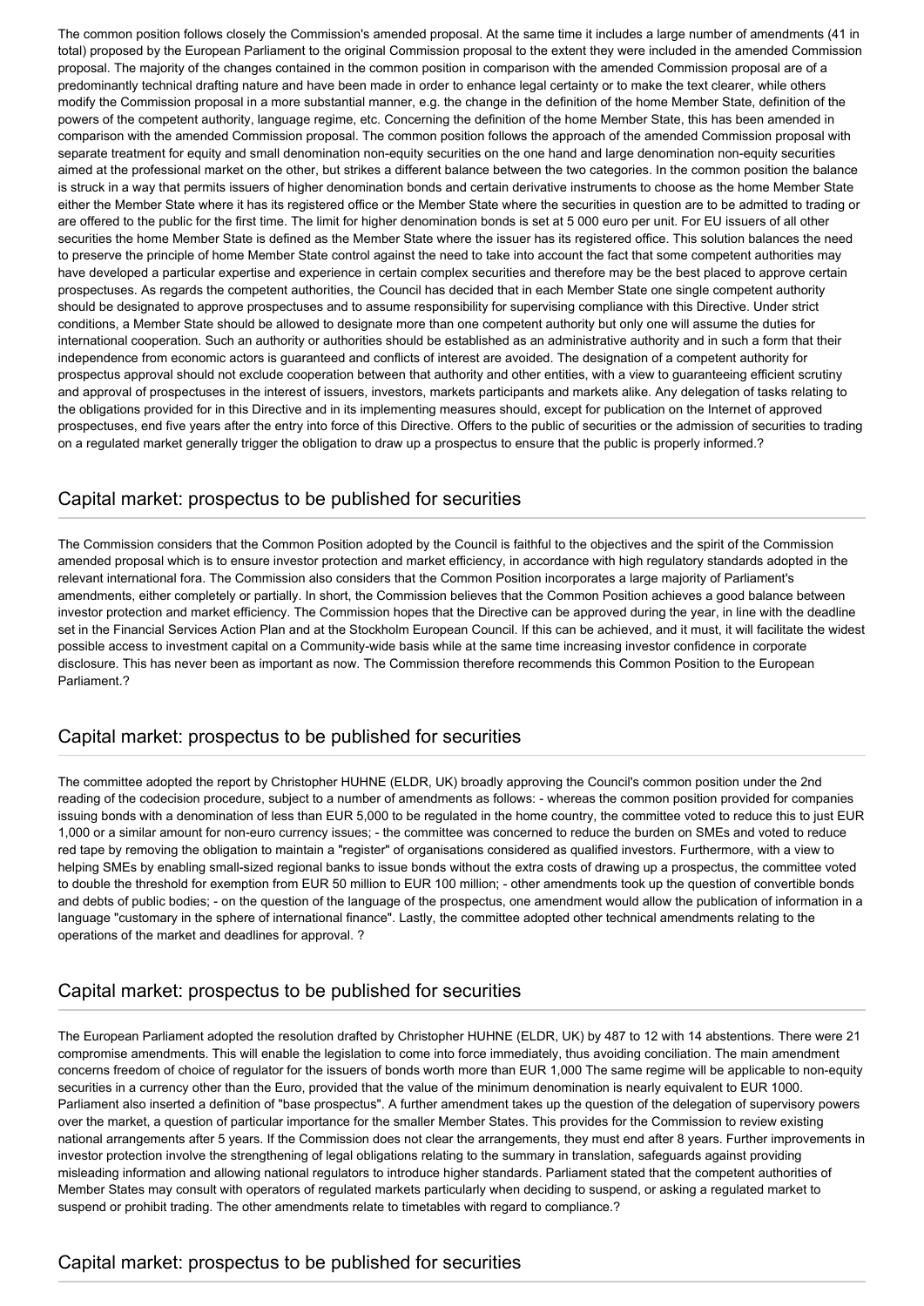The common position follows closely the Commission's amended proposal. At the same time it includes a large number of amendments (41 in total) proposed by the European Parliament to the original Commission proposal to the extent they were included in the amended Commission proposal. The majority of the changes contained in the common position in comparison with the amended Commission proposal are of a predominantly technical drafting nature and have been made in order to enhance legal certainty or to make the text clearer, while others modify the Commission proposal in a more substantial manner, e.g. the change in the definition of the home Member State, definition of the powers of the competent authority, language regime, etc. Concerning the definition of the home Member State, this has been amended in comparison with the amended Commission proposal. The common position follows the approach of the amended Commission proposal with separate treatment for equity and small denomination non-equity securities on the one hand and large denomination non-equity securities aimed at the professional market on the other, but strikes a different balance between the two categories. In the common position the balance is struck in a way that permits issuers of higher denomination bonds and certain derivative instruments to choose as the home Member State either the Member State where it has its registered office or the Member State where the securities in question are to be admitted to trading or are offered to the public for the first time. The limit for higher denomination bonds is set at 5 000 euro per unit. For EU issuers of all other securities the home Member State is defined as the Member State where the issuer has its registered office. This solution balances the need to preserve the principle of home Member State control against the need to take into account the fact that some competent authorities may have developed a particular expertise and experience in certain complex securities and therefore may be the best placed to approve certain prospectuses. As regards the competent authorities, the Council has decided that in each Member State one single competent authority should be designated to approve prospectuses and to assume responsibility for supervising compliance with this Directive. Under strict conditions, a Member State should be allowed to designate more than one competent authority but only one will assume the duties for international cooperation. Such an authority or authorities should be established as an administrative authority and in such a form that their independence from economic actors is guaranteed and conflicts of interest are avoided. The designation of a competent authority for prospectus approval should not exclude cooperation between that authority and other entities, with a view to guaranteeing efficient scrutiny and approval of prospectuses in the interest of issuers, investors, markets participants and markets alike. Any delegation of tasks relating to the obligations provided for in this Directive and in its implementing measures should, except for publication on the Internet of approved prospectuses, end five years after the entry into force of this Directive. Offers to the public of securities or the admission of securities to trading on a regulated market generally trigger the obligation to draw up a prospectus to ensure that the public is properly informed.?

## Capital market: prospectus to be published for securities

The Commission considers that the Common Position adopted by the Council is faithful to the objectives and the spirit of the Commission amended proposal which is to ensure investor protection and market efficiency, in accordance with high regulatory standards adopted in the relevant international fora. The Commission also considers that the Common Position incorporates a large majority of Parliament's amendments, either completely or partially. In short, the Commission believes that the Common Position achieves a good balance between investor protection and market efficiency. The Commission hopes that the Directive can be approved during the year, in line with the deadline set in the Financial Services Action Plan and at the Stockholm European Council. If this can be achieved, and it must, it will facilitate the widest possible access to investment capital on a Community-wide basis while at the same time increasing investor confidence in corporate disclosure. This has never been as important as now. The Commission therefore recommends this Common Position to the European Parliament.?

## Capital market: prospectus to be published for securities

The committee adopted the report by Christopher HUHNE (ELDR, UK) broadly approving the Council's common position under the 2nd reading of the codecision procedure, subject to a number of amendments as follows: - whereas the common position provided for companies issuing bonds with a denomination of less than EUR 5,000 to be regulated in the home country, the committee voted to reduce this to just EUR 1,000 or a similar amount for non-euro currency issues; - the committee was concerned to reduce the burden on SMEs and voted to reduce red tape by removing the obligation to maintain a "register" of organisations considered as qualified investors. Furthermore, with a view to helping SMEs by enabling small-sized regional banks to issue bonds without the extra costs of drawing up a prospectus, the committee voted to double the threshold for exemption from EUR 50 million to EUR 100 million; - other amendments took up the question of convertible bonds and debts of public bodies; - on the question of the language of the prospectus, one amendment would allow the publication of information in a language "customary in the sphere of international finance". Lastly, the committee adopted other technical amendments relating to the operations of the market and deadlines for approval. ?

## Capital market: prospectus to be published for securities

The European Parliament adopted the resolution drafted by Christopher HUHNE (ELDR, UK) by 487 to 12 with 14 abstentions. There were 21 compromise amendments. This will enable the legislation to come into force immediately, thus avoiding conciliation. The main amendment concerns freedom of choice of regulator for the issuers of bonds worth more than EUR 1,000 The same regime will be applicable to non-equity securities in a currency other than the Euro, provided that the value of the minimum denomination is nearly equivalent to EUR 1000. Parliament also inserted a definition of "base prospectus". A further amendment takes up the question of the delegation of supervisory powers over the market, a question of particular importance for the smaller Member States. This provides for the Commission to review existing national arrangements after 5 years. If the Commission does not clear the arrangements, they must end after 8 years. Further improvements in investor protection involve the strengthening of legal obligations relating to the summary in translation, safeguards against providing misleading information and allowing national regulators to introduce higher standards. Parliament stated that the competent authorities of Member States may consult with operators of regulated markets particularly when deciding to suspend, or asking a regulated market to suspend or prohibit trading. The other amendments relate to timetables with regard to compliance.?

## Capital market: prospectus to be published for securities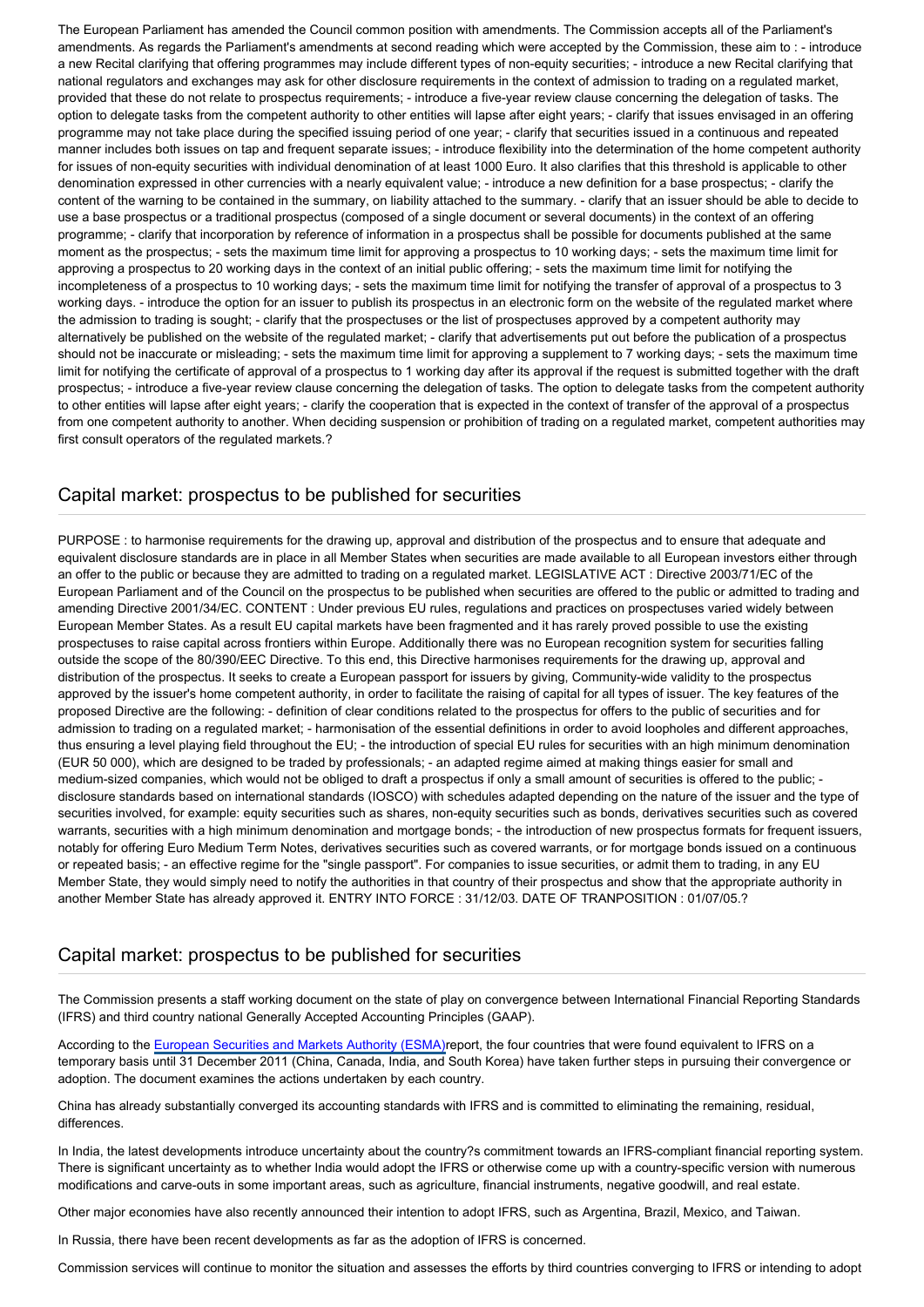The European Parliament has amended the Council common position with amendments. The Commission accepts all of the Parliament's amendments. As regards the Parliament's amendments at second reading which were accepted by the Commission, these aim to : - introduce a new Recital clarifying that offering programmes may include different types of non-equity securities; - introduce a new Recital clarifying that national regulators and exchanges may ask for other disclosure requirements in the context of admission to trading on a regulated market, provided that these do not relate to prospectus requirements; - introduce a five-year review clause concerning the delegation of tasks. The option to delegate tasks from the competent authority to other entities will lapse after eight years; - clarify that issues envisaged in an offering programme may not take place during the specified issuing period of one year; - clarify that securities issued in a continuous and repeated manner includes both issues on tap and frequent separate issues; - introduce flexibility into the determination of the home competent authority for issues of non-equity securities with individual denomination of at least 1000 Euro. It also clarifies that this threshold is applicable to other denomination expressed in other currencies with a nearly equivalent value; - introduce a new definition for a base prospectus; - clarify the content of the warning to be contained in the summary, on liability attached to the summary. - clarify that an issuer should be able to decide to use a base prospectus or a traditional prospectus (composed of a single document or several documents) in the context of an offering programme; - clarify that incorporation by reference of information in a prospectus shall be possible for documents published at the same moment as the prospectus; - sets the maximum time limit for approving a prospectus to 10 working days; - sets the maximum time limit for approving a prospectus to 20 working days in the context of an initial public offering; - sets the maximum time limit for notifying the incompleteness of a prospectus to 10 working days; - sets the maximum time limit for notifying the transfer of approval of a prospectus to 3 working days. - introduce the option for an issuer to publish its prospectus in an electronic form on the website of the regulated market where the admission to trading is sought; - clarify that the prospectuses or the list of prospectuses approved by a competent authority may alternatively be published on the website of the regulated market; - clarify that advertisements put out before the publication of a prospectus should not be inaccurate or misleading; - sets the maximum time limit for approving a supplement to 7 working days; - sets the maximum time limit for notifying the certificate of approval of a prospectus to 1 working day after its approval if the request is submitted together with the draft prospectus; - introduce a five-year review clause concerning the delegation of tasks. The option to delegate tasks from the competent authority to other entities will lapse after eight years; - clarify the cooperation that is expected in the context of transfer of the approval of a prospectus from one competent authority to another. When deciding suspension or prohibition of trading on a regulated market, competent authorities may first consult operators of the regulated markets.?

## Capital market: prospectus to be published for securities

PURPOSE : to harmonise requirements for the drawing up, approval and distribution of the prospectus and to ensure that adequate and equivalent disclosure standards are in place in all Member States when securities are made available to all European investors either through an offer to the public or because they are admitted to trading on a regulated market. LEGISLATIVE ACT : Directive 2003/71/EC of the European Parliament and of the Council on the prospectus to be published when securities are offered to the public or admitted to trading and amending Directive 2001/34/EC. CONTENT : Under previous EU rules, regulations and practices on prospectuses varied widely between European Member States. As a result EU capital markets have been fragmented and it has rarely proved possible to use the existing prospectuses to raise capital across frontiers within Europe. Additionally there was no European recognition system for securities falling outside the scope of the 80/390/EEC Directive. To this end, this Directive harmonises requirements for the drawing up, approval and distribution of the prospectus. It seeks to create a European passport for issuers by giving, Community-wide validity to the prospectus approved by the issuer's home competent authority, in order to facilitate the raising of capital for all types of issuer. The key features of the proposed Directive are the following: - definition of clear conditions related to the prospectus for offers to the public of securities and for admission to trading on a regulated market; - harmonisation of the essential definitions in order to avoid loopholes and different approaches, thus ensuring a level playing field throughout the EU; - the introduction of special EU rules for securities with an high minimum denomination (EUR 50 000), which are designed to be traded by professionals; - an adapted regime aimed at making things easier for small and medium-sized companies, which would not be obliged to draft a prospectus if only a small amount of securities is offered to the public; - disclosure standards based on international standards (IOSCO) with schedules adapted depending on the nature of the issuer and the type of securities involved, for example: equity securities such as shares, non-equity securities such as bonds, derivatives securities such as covered warrants, securities with a high minimum denomination and mortgage bonds; - the introduction of new prospectus formats for frequent issuers, notably for offering Euro Medium Term Notes, derivatives securities such as covered warrants, or for mortgage bonds issued on a continuous or repeated basis; - an effective regime for the "single passport". For companies to issue securities, or admit them to trading, in any EU Member State, they would simply need to notify the authorities in that country of their prospectus and show that the appropriate authority in another Member State has already approved it. ENTRY INTO FORCE : 31/12/03. DATE OF TRANPOSITION : 01/07/05.?

## Capital market: prospectus to be published for securities

The Commission presents a staff working document on the state of play on convergence between International Financial Reporting Standards (IFRS) and third country national Generally Accepted Accounting Principles (GAAP).

According to the European Securities and Markets Authority (ESMA)report, the four countries that were found equivalent to IFRS on a temporary basis until 31 December 2011 (China, Canada, India, and South Korea) have taken further steps in pursuing their convergence or adoption. The document examines the actions undertaken by each country.

China has already substantially converged its accounting standards with IFRS and is committed to eliminating the remaining, residual, differences.

In India, the latest developments introduce uncertainty about the country?s commitment towards an IFRS-compliant financial reporting system. There is significant uncertainty as to whether India would adopt the IFRS or otherwise come up with a country-specific version with numerous modifications and carve-outs in some important areas, such as agriculture, financial instruments, negative goodwill, and real estate.

Other major economies have also recently announced their intention to adopt IFRS, such as Argentina, Brazil, Mexico, and Taiwan.

In Russia, there have been recent developments as far as the adoption of IFRS is concerned.

Commission services will continue to monitor the situation and assesses the efforts by third countries converging to IFRS or intending to adopt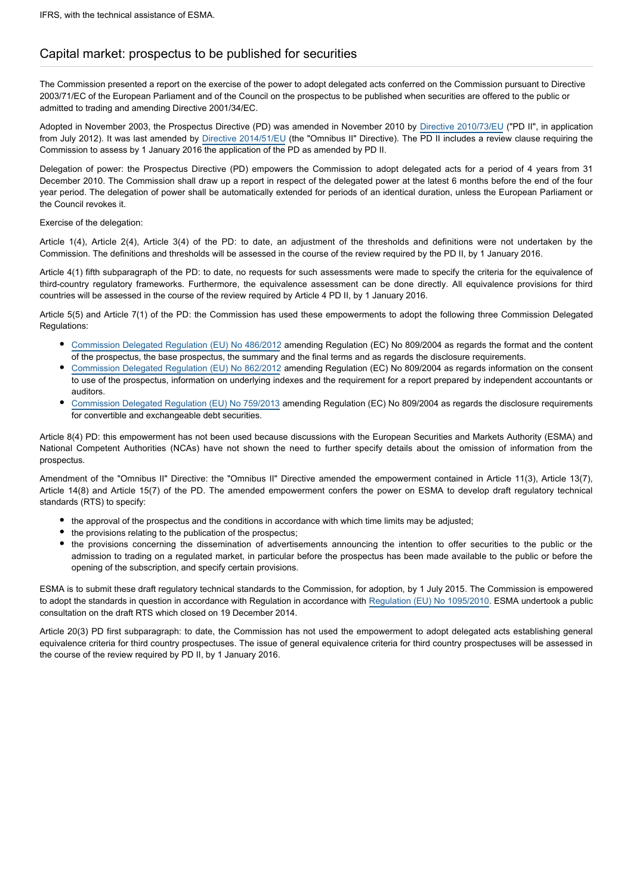IFRS, with the technical assistance of ESMA.

## Capital market: prospectus to be published for securities

The Commission presented a report on the exercise of the power to adopt delegated acts conferred on the Commission pursuant to Directive 2003/71/EC of the European Parliament and of the Council on the prospectus to be published when securities are offered to the public or admitted to trading and amending Directive 2001/34/EC.

Adopted in November 2003, the Prospectus Directive (PD) was amended in November 2010 by Directive 2010/73/EU ("PD II", in application from July 2012). It was last amended by Directive 2014/51/EU (the "Omnibus II" Directive). The PD II includes a review clause requiring the Commission to assess by 1 January 2016 the application of the PD as amended by PD II.

Delegation of power: the Prospectus Directive (PD) empowers the Commission to adopt delegated acts for a period of 4 years from 31 December 2010. The Commission shall draw up a report in respect of the delegated power at the latest 6 months before the end of the four year period. The delegation of power shall be automatically extended for periods of an identical duration, unless the European Parliament or the Council revokes it.

Exercise of the delegation:

Article 1(4), Article 2(4), Article 3(4) of the PD: to date, an adjustment of the thresholds and definitions were not undertaken by the Commission. The definitions and thresholds will be assessed in the course of the review required by the PD II, by 1 January 2016.

Article 4(1) fifth subparagraph of the PD: to date, no requests for such assessments were made to specify the criteria for the equivalence of third-country regulatory frameworks. Furthermore, the equivalence assessment can be done directly. All equivalence provisions for third countries will be assessed in the course of the review required by Article 4 PD II, by 1 January 2016.

Article 5(5) and Article 7(1) of the PD: the Commission has used these empowerments to adopt the following three Commission Delegated Regulations:

- Commission Delegated Regulation (EU) No 486/2012 amending Regulation (EC) No 809/2004 as regards the format and the content of the prospectus, the base prospectus, the summary and the final terms and as regards the disclosure requirements.
- Commission Delegated Regulation (EU) No 862/2012 amending Regulation (EC) No 809/2004 as regards information on the consent to use of the prospectus, information on underlying indexes and the requirement for a report prepared by independent accountants or auditors.
- Commission Delegated Regulation (EU) No 759/2013 amending Regulation (EC) No 809/2004 as regards the disclosure requirements for convertible and exchangeable debt securities.

Article 8(4) PD: this empowerment has not been used because discussions with the European Securities and Markets Authority (ESMA) and National Competent Authorities (NCAs) have not shown the need to further specify details about the omission of information from the prospectus.

Amendment of the "Omnibus II" Directive: the "Omnibus II" Directive amended the empowerment contained in Article 11(3), Article 13(7), Article 14(8) and Article 15(7) of the PD. The amended empowerment confers the power on ESMA to develop draft regulatory technical standards (RTS) to specify:

- the approval of the prospectus and the conditions in accordance with which time limits may be adjusted;
- the provisions relating to the publication of the prospectus;
- the provisions concerning the dissemination of advertisements announcing the intention to offer securities to the public or the admission to trading on a regulated market, in particular before the prospectus has been made available to the public or before the opening of the subscription, and specify certain provisions.

ESMA is to submit these draft regulatory technical standards to the Commission, for adoption, by 1 July 2015. The Commission is empowered to adopt the standards in question in accordance with Regulation in accordance with Regulation (EU) No 1095/2010. ESMA undertook a public consultation on the draft RTS which closed on 19 December 2014.

Article 20(3) PD first subparagraph: to date, the Commission has not used the empowerment to adopt delegated acts establishing general equivalence criteria for third country prospectuses. The issue of general equivalence criteria for third country prospectuses will be assessed in the course of the review required by PD II, by 1 January 2016.